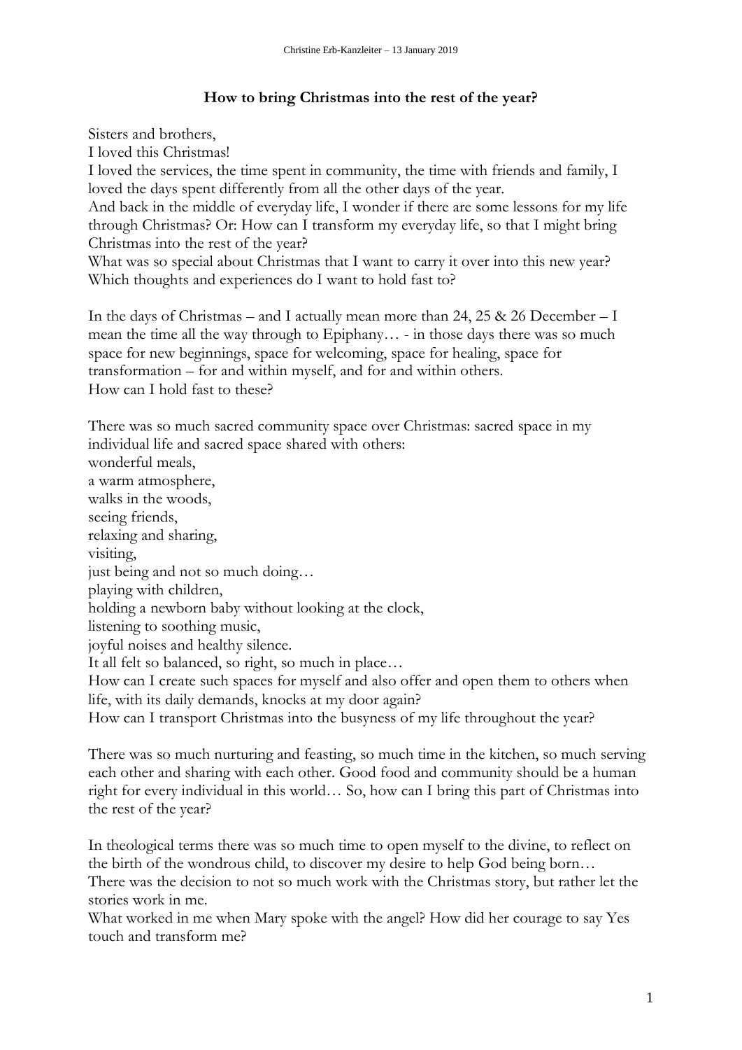# How to bring Christmas into the rest of the year?

Sisters and brothers,
I loved this Christmas!
I loved the services, the time spent in community, the time with friends and family, I loved the days spent differently from all the other days of the year.
And back in the middle of everyday life, I wonder if there are some lessons for my life through Christmas? Or: How can I transform my everyday life, so that I might bring Christmas into the rest of the year?
What was so special about Christmas that I want to carry it over into this new year? Which thoughts and experiences do I want to hold fast to?

In the days of Christmas – and I actually mean more than 24, 25 & 26 December – I mean the time all the way through to Epiphany… - in those days there was so much space for new beginnings, space for welcoming, space for healing, space for transformation – for and within myself, and for and within others.
How can I hold fast to these?

There was so much sacred community space over Christmas: sacred space in my individual life and sacred space shared with others:
wonderful meals,
a warm atmosphere,
walks in the woods,
seeing friends,
relaxing and sharing,
visiting,
just being and not so much doing…
playing with children,
holding a newborn baby without looking at the clock,
listening to soothing music,
joyful noises and healthy silence.
It all felt so balanced, so right, so much in place…
How can I create such spaces for myself and also offer and open them to others when life, with its daily demands, knocks at my door again?
How can I transport Christmas into the busyness of my life throughout the year?

There was so much nurturing and feasting, so much time in the kitchen, so much serving each other and sharing with each other. Good food and community should be a human right for every individual in this world… So, how can I bring this part of Christmas into the rest of the year?

In theological terms there was so much time to open myself to the divine, to reflect on the birth of the wondrous child, to discover my desire to help God being born…
There was the decision to not so much work with the Christmas story, but rather let the stories work in me.
What worked in me when Mary spoke with the angel? How did her courage to say Yes touch and transform me?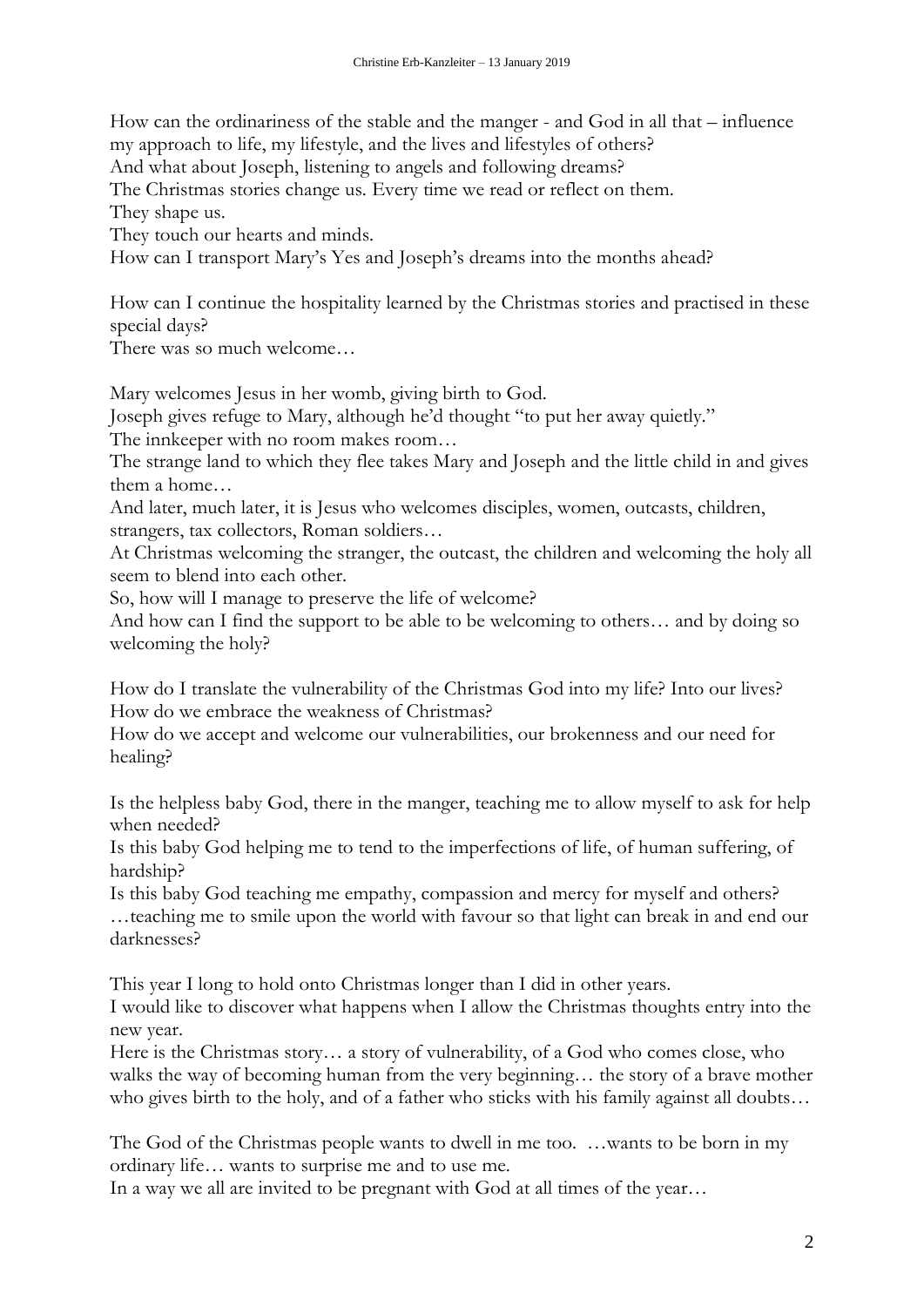How can the ordinariness of the stable and the manger - and God in all that – influence my approach to life, my lifestyle, and the lives and lifestyles of others?
And what about Joseph, listening to angels and following dreams?
The Christmas stories change us. Every time we read or reflect on them.
They shape us.
They touch our hearts and minds.
How can I transport Mary's Yes and Joseph's dreams into the months ahead?

How can I continue the hospitality learned by the Christmas stories and practised in these special days?
There was so much welcome…

Mary welcomes Jesus in her womb, giving birth to God.
Joseph gives refuge to Mary, although he'd thought "to put her away quietly."
The innkeeper with no room makes room…
The strange land to which they flee takes Mary and Joseph and the little child in and gives them a home…
And later, much later, it is Jesus who welcomes disciples, women, outcasts, children, strangers, tax collectors, Roman soldiers…
At Christmas welcoming the stranger, the outcast, the children and welcoming the holy all seem to blend into each other.
So, how will I manage to preserve the life of welcome?
And how can I find the support to be able to be welcoming to others… and by doing so welcoming the holy?

How do I translate the vulnerability of the Christmas God into my life? Into our lives?
How do we embrace the weakness of Christmas?
How do we accept and welcome our vulnerabilities, our brokenness and our need for healing?

Is the helpless baby God, there in the manger, teaching me to allow myself to ask for help when needed?
Is this baby God helping me to tend to the imperfections of life, of human suffering, of hardship?
Is this baby God teaching me empathy, compassion and mercy for myself and others?
…teaching me to smile upon the world with favour so that light can break in and end our darknesses?

This year I long to hold onto Christmas longer than I did in other years.
I would like to discover what happens when I allow the Christmas thoughts entry into the new year.
Here is the Christmas story… a story of vulnerability, of a God who comes close, who walks the way of becoming human from the very beginning… the story of a brave mother who gives birth to the holy, and of a father who sticks with his family against all doubts…

The God of the Christmas people wants to dwell in me too. …wants to be born in my ordinary life… wants to surprise me and to use me.
In a way we all are invited to be pregnant with God at all times of the year…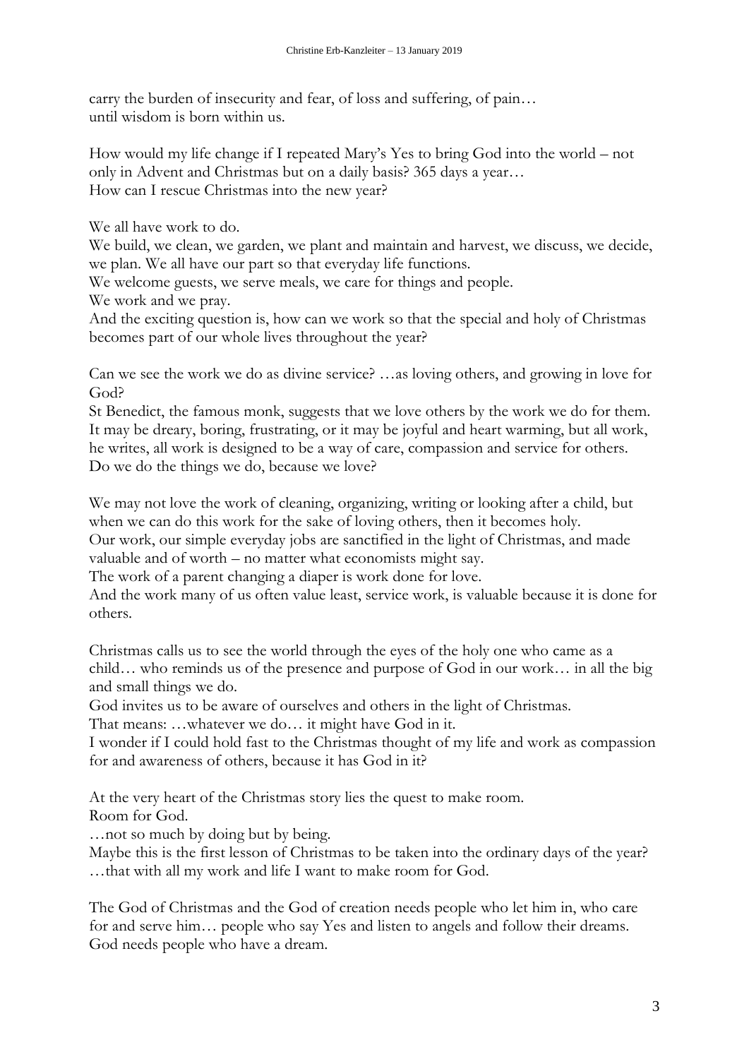carry the burden of insecurity and fear, of loss and suffering, of pain…
until wisdom is born within us.

How would my life change if I repeated Mary's Yes to bring God into the world – not only in Advent and Christmas but on a daily basis? 365 days a year…
How can I rescue Christmas into the new year?

We all have work to do.
We build, we clean, we garden, we plant and maintain and harvest, we discuss, we decide, we plan. We all have our part so that everyday life functions.
We welcome guests, we serve meals, we care for things and people.
We work and we pray.
And the exciting question is, how can we work so that the special and holy of Christmas becomes part of our whole lives throughout the year?

Can we see the work we do as divine service? …as loving others, and growing in love for God?
St Benedict, the famous monk, suggests that we love others by the work we do for them. It may be dreary, boring, frustrating, or it may be joyful and heart warming, but all work, he writes, all work is designed to be a way of care, compassion and service for others.
Do we do the things we do, because we love?

We may not love the work of cleaning, organizing, writing or looking after a child, but when we can do this work for the sake of loving others, then it becomes holy.
Our work, our simple everyday jobs are sanctified in the light of Christmas, and made valuable and of worth – no matter what economists might say.
The work of a parent changing a diaper is work done for love.
And the work many of us often value least, service work, is valuable because it is done for others.

Christmas calls us to see the world through the eyes of the holy one who came as a child… who reminds us of the presence and purpose of God in our work… in all the big and small things we do.
God invites us to be aware of ourselves and others in the light of Christmas.
That means: …whatever we do… it might have God in it.
I wonder if I could hold fast to the Christmas thought of my life and work as compassion for and awareness of others, because it has God in it?

At the very heart of the Christmas story lies the quest to make room.
Room for God.
…not so much by doing but by being.
Maybe this is the first lesson of Christmas to be taken into the ordinary days of the year?
…that with all my work and life I want to make room for God.

The God of Christmas and the God of creation needs people who let him in, who care for and serve him… people who say Yes and listen to angels and follow their dreams.
God needs people who have a dream.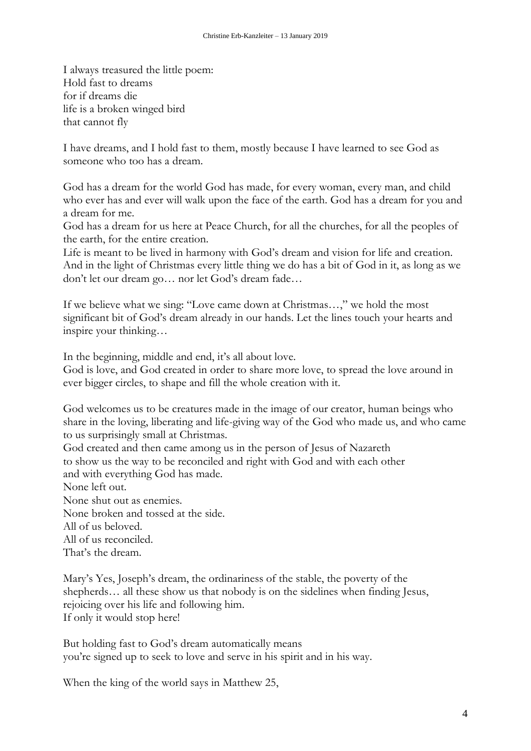I always treasured the little poem:
Hold fast to dreams
for if dreams die
life is a broken winged bird
that cannot fly

I have dreams, and I hold fast to them, mostly because I have learned to see God as someone who too has a dream.

God has a dream for the world God has made, for every woman, every man, and child who ever has and ever will walk upon the face of the earth. God has a dream for you and a dream for me.
God has a dream for us here at Peace Church, for all the churches, for all the peoples of the earth, for the entire creation.
Life is meant to be lived in harmony with God's dream and vision for life and creation. And in the light of Christmas every little thing we do has a bit of God in it, as long as we don't let our dream go… nor let God's dream fade…

If we believe what we sing: "Love came down at Christmas…," we hold the most significant bit of God's dream already in our hands. Let the lines touch your hearts and inspire your thinking…

In the beginning, middle and end, it's all about love.
God is love, and God created in order to share more love, to spread the love around in ever bigger circles, to shape and fill the whole creation with it.

God welcomes us to be creatures made in the image of our creator, human beings who share in the loving, liberating and life-giving way of the God who made us, and who came to us surprisingly small at Christmas.
God created and then came among us in the person of Jesus of Nazareth
to show us the way to be reconciled and right with God and with each other
and with everything God has made.
None left out.
None shut out as enemies.
None broken and tossed at the side.
All of us beloved.
All of us reconciled.
That's the dream.

Mary's Yes, Joseph's dream, the ordinariness of the stable, the poverty of the shepherds… all these show us that nobody is on the sidelines when finding Jesus, rejoicing over his life and following him.
If only it would stop here!

But holding fast to God's dream automatically means
you're signed up to seek to love and serve in his spirit and in his way.

When the king of the world says in Matthew 25,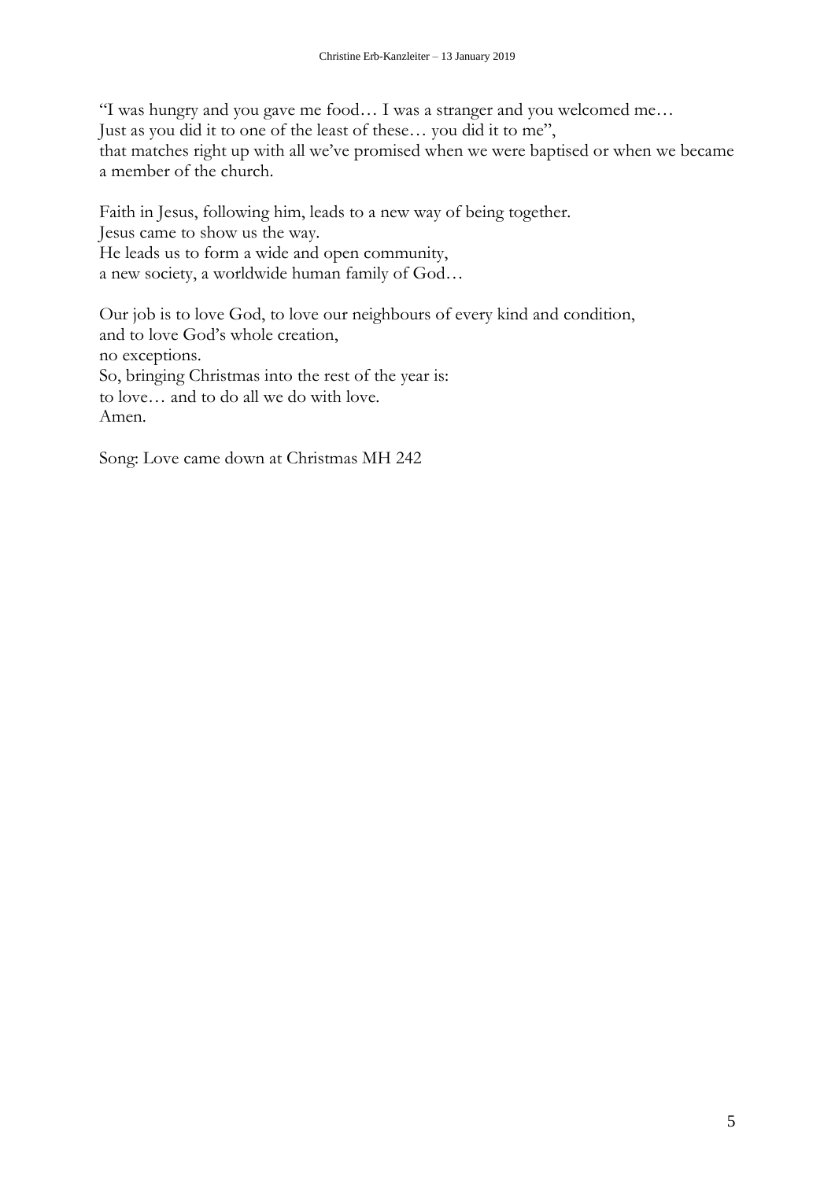"I was hungry and you gave me food… I was a stranger and you welcomed me…
Just as you did it to one of the least of these… you did it to me",
that matches right up with all we've promised when we were baptised or when we became a member of the church.

Faith in Jesus, following him, leads to a new way of being together.
Jesus came to show us the way.
He leads us to form a wide and open community,
a new society, a worldwide human family of God…

Our job is to love God, to love our neighbours of every kind and condition,
and to love God's whole creation,
no exceptions.
So, bringing Christmas into the rest of the year is:
to love… and to do all we do with love.
Amen.

Song: Love came down at Christmas MH 242